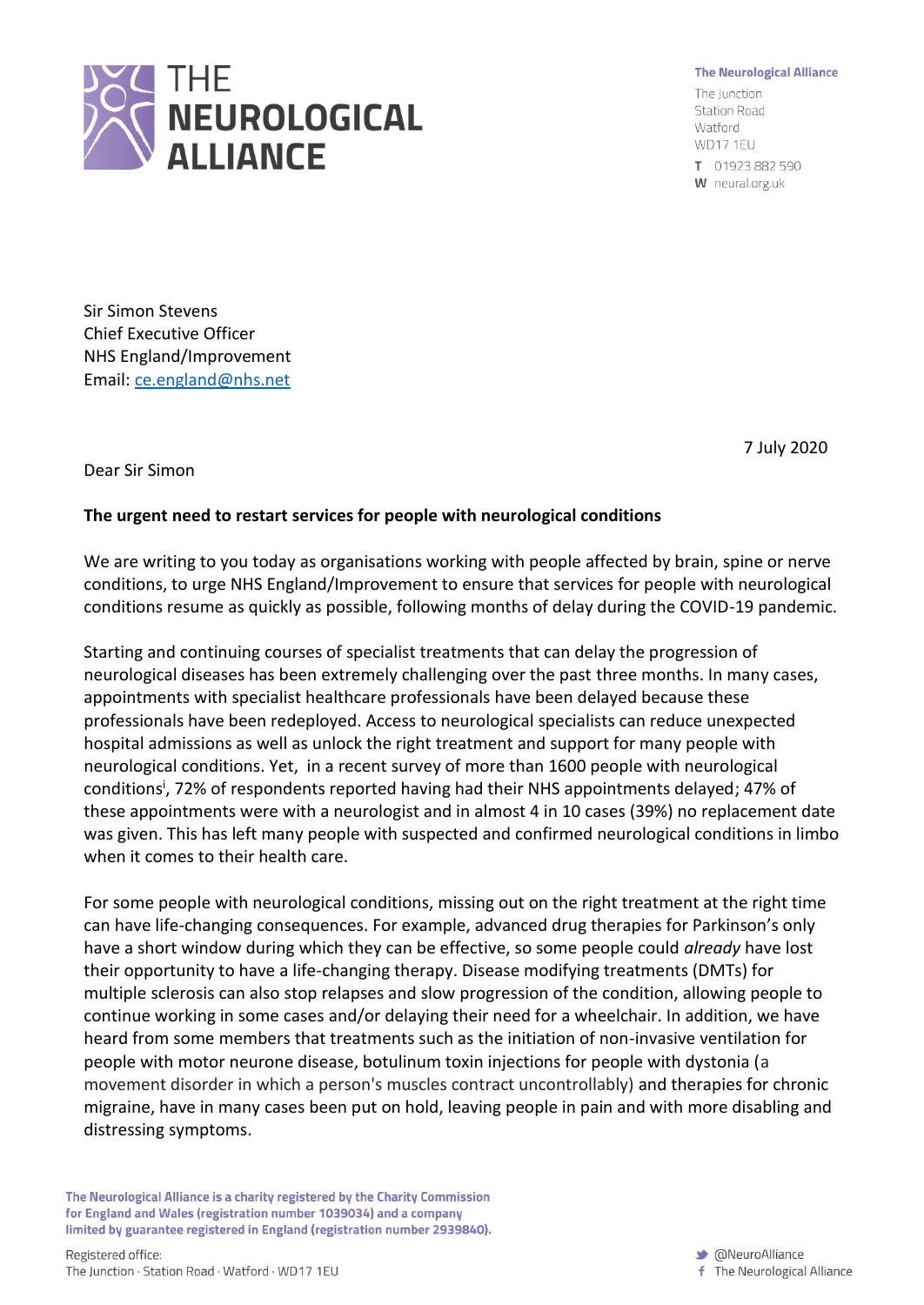**The Neurological Alliance**

The Junction
Station Road
Watford
WD17 1EU

T 01923 882 590
W neural.org.uk

Sir Simon Stevens
Chief Executive Officer
NHS England/Improvement
Email: ce.england@nhs.net

7 July 2020

Dear Sir Simon

**The urgent need to restart services for people with neurological conditions**

We are writing to you today as organisations working with people affected by brain, spine or nerve conditions, to urge NHS England/Improvement to ensure that services for people with neurological conditions resume as quickly as possible, following months of delay during the COVID-19 pandemic.

Starting and continuing courses of specialist treatments that can delay the progression of neurological diseases has been extremely challenging over the past three months. In many cases, appointments with specialist healthcare professionals have been delayed because these professionals have been redeployed. Access to neurological specialists can reduce unexpected hospital admissions as well as unlock the right treatment and support for many people with neurological conditions. Yet, in a recent survey of more than 1600 people with neurological conditions[i], 72% of respondents reported having had their NHS appointments delayed; 47% of these appointments were with a neurologist and in almost 4 in 10 cases (39%) no replacement date was given. This has left many people with suspected and confirmed neurological conditions in limbo when it comes to their health care.

For some people with neurological conditions, missing out on the right treatment at the right time can have life-changing consequences. For example, advanced drug therapies for Parkinson's only have a short window during which they can be effective, so some people could *already* have lost their opportunity to have a life-changing therapy. Disease modifying treatments (DMTs) for multiple sclerosis can also stop relapses and slow progression of the condition, allowing people to continue working in some cases and/or delaying their need for a wheelchair. In addition, we have heard from some members that treatments such as the initiation of non-invasive ventilation for people with motor neurone disease, botulinum toxin injections for people with dystonia (a movement disorder in which a person's muscles contract uncontrollably) and therapies for chronic migraine, have in many cases been put on hold, leaving people in pain and with more disabling and distressing symptoms.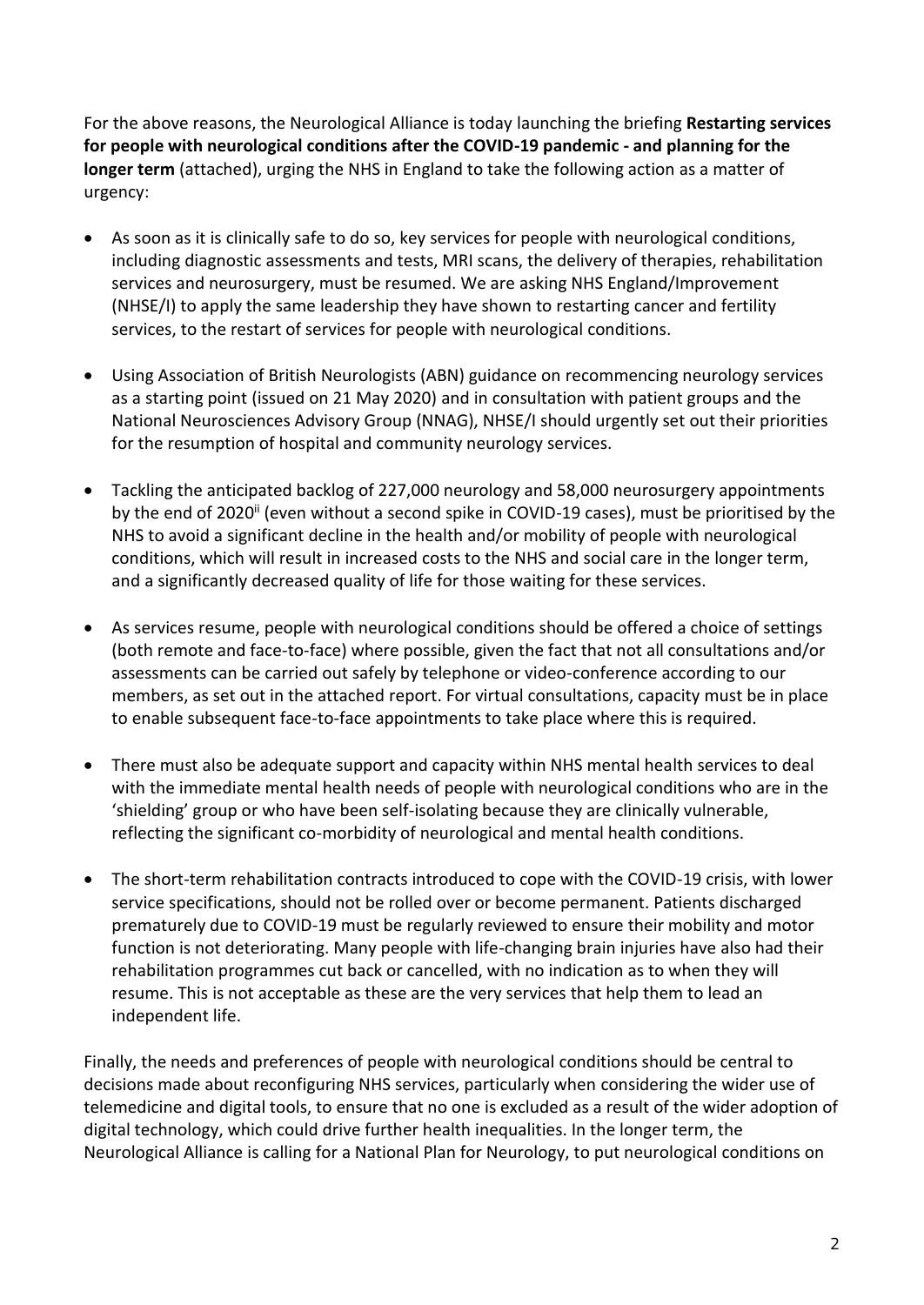For the above reasons, the Neurological Alliance is today launching the briefing **Restarting services for people with neurological conditions after the COVID-19 pandemic - and planning for the longer term** (attached), urging the NHS in England to take the following action as a matter of urgency:

- As soon as it is clinically safe to do so, key services for people with neurological conditions, including diagnostic assessments and tests, MRI scans, the delivery of therapies, rehabilitation services and neurosurgery, must be resumed. We are asking NHS England/Improvement (NHSE/I) to apply the same leadership they have shown to restarting cancer and fertility services, to the restart of services for people with neurological conditions.
- Using Association of British Neurologists (ABN) guidance on recommencing neurology services as a starting point (issued on 21 May 2020) and in consultation with patient groups and the National Neurosciences Advisory Group (NNAG), NHSE/I should urgently set out their priorities for the resumption of hospital and community neurology services.
- Tackling the anticipated backlog of 227,000 neurology and 58,000 neurosurgery appointments by the end of 2020[ii] (even without a second spike in COVID-19 cases), must be prioritised by the NHS to avoid a significant decline in the health and/or mobility of people with neurological conditions, which will result in increased costs to the NHS and social care in the longer term, and a significantly decreased quality of life for those waiting for these services.
- As services resume, people with neurological conditions should be offered a choice of settings (both remote and face-to-face) where possible, given the fact that not all consultations and/or assessments can be carried out safely by telephone or video-conference according to our members, as set out in the attached report. For virtual consultations, capacity must be in place to enable subsequent face-to-face appointments to take place where this is required.
- There must also be adequate support and capacity within NHS mental health services to deal with the immediate mental health needs of people with neurological conditions who are in the 'shielding' group or who have been self-isolating because they are clinically vulnerable, reflecting the significant co-morbidity of neurological and mental health conditions.
- The short-term rehabilitation contracts introduced to cope with the COVID-19 crisis, with lower service specifications, should not be rolled over or become permanent. Patients discharged prematurely due to COVID-19 must be regularly reviewed to ensure their mobility and motor function is not deteriorating. Many people with life-changing brain injuries have also had their rehabilitation programmes cut back or cancelled, with no indication as to when they will resume. This is not acceptable as these are the very services that help them to lead an independent life.

Finally, the needs and preferences of people with neurological conditions should be central to decisions made about reconfiguring NHS services, particularly when considering the wider use of telemedicine and digital tools, to ensure that no one is excluded as a result of the wider adoption of digital technology, which could drive further health inequalities. In the longer term, the Neurological Alliance is calling for a National Plan for Neurology, to put neurological conditions on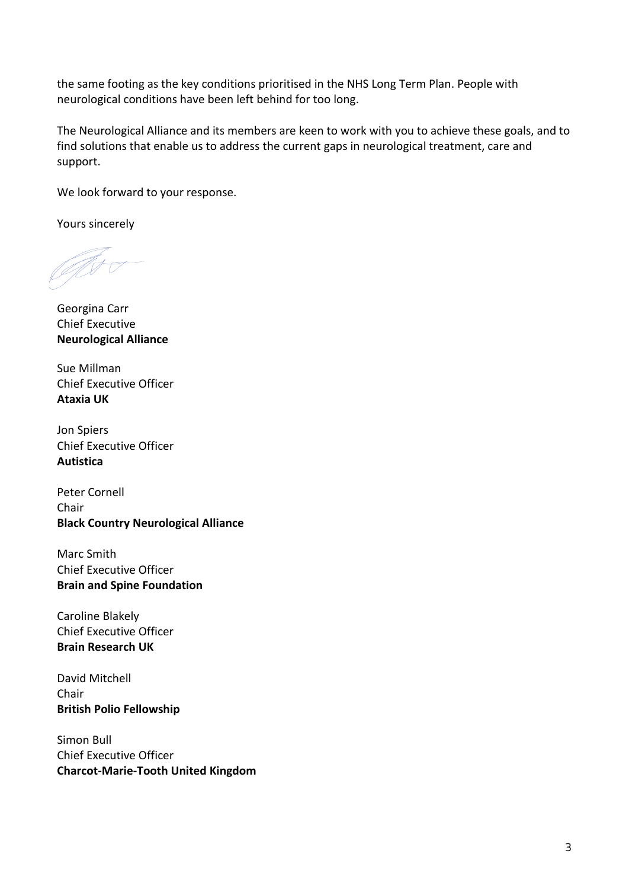the same footing as the key conditions prioritised in the NHS Long Term Plan. People with neurological conditions have been left behind for too long.

The Neurological Alliance and its members are keen to work with you to achieve these goals, and to find solutions that enable us to address the current gaps in neurological treatment, care and support.

We look forward to your response.

Yours sincerely

Georgina Carr
Chief Executive
**Neurological Alliance**

Sue Millman
Chief Executive Officer
**Ataxia UK**

Jon Spiers
Chief Executive Officer
**Autistica**

Peter Cornell
Chair
**Black Country Neurological Alliance**

Marc Smith
Chief Executive Officer
**Brain and Spine Foundation**

Caroline Blakely
Chief Executive Officer
**Brain Research UK**

David Mitchell
Chair
**British Polio Fellowship**

Simon Bull
Chief Executive Officer
**Charcot-Marie-Tooth United Kingdom**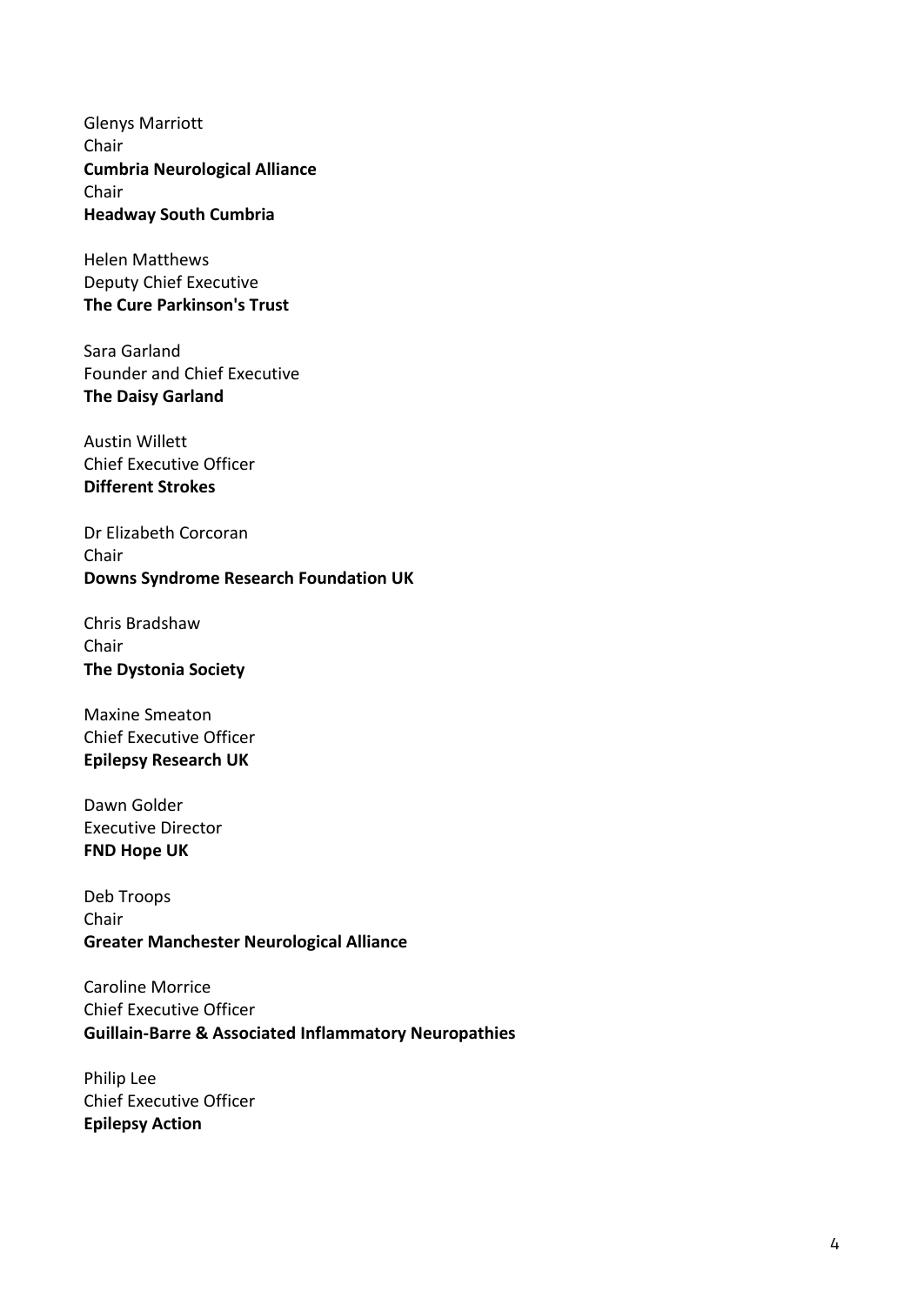Glenys Marriott  
Chair  
**Cumbria Neurological Alliance**  
Chair  
**Headway South Cumbria**

Helen Matthews  
Deputy Chief Executive  
**The Cure Parkinson's Trust**

Sara Garland  
Founder and Chief Executive  
**The Daisy Garland**

Austin Willett  
Chief Executive Officer  
**Different Strokes**

Dr Elizabeth Corcoran  
Chair  
**Downs Syndrome Research Foundation UK**

Chris Bradshaw  
Chair  
**The Dystonia Society**

Maxine Smeaton  
Chief Executive Officer  
**Epilepsy Research UK**

Dawn Golder  
Executive Director  
**FND Hope UK**

Deb Troops  
Chair  
**Greater Manchester Neurological Alliance**

Caroline Morrice  
Chief Executive Officer  
**Guillain-Barre & Associated Inflammatory Neuropathies**

Philip Lee  
Chief Executive Officer  
**Epilepsy Action**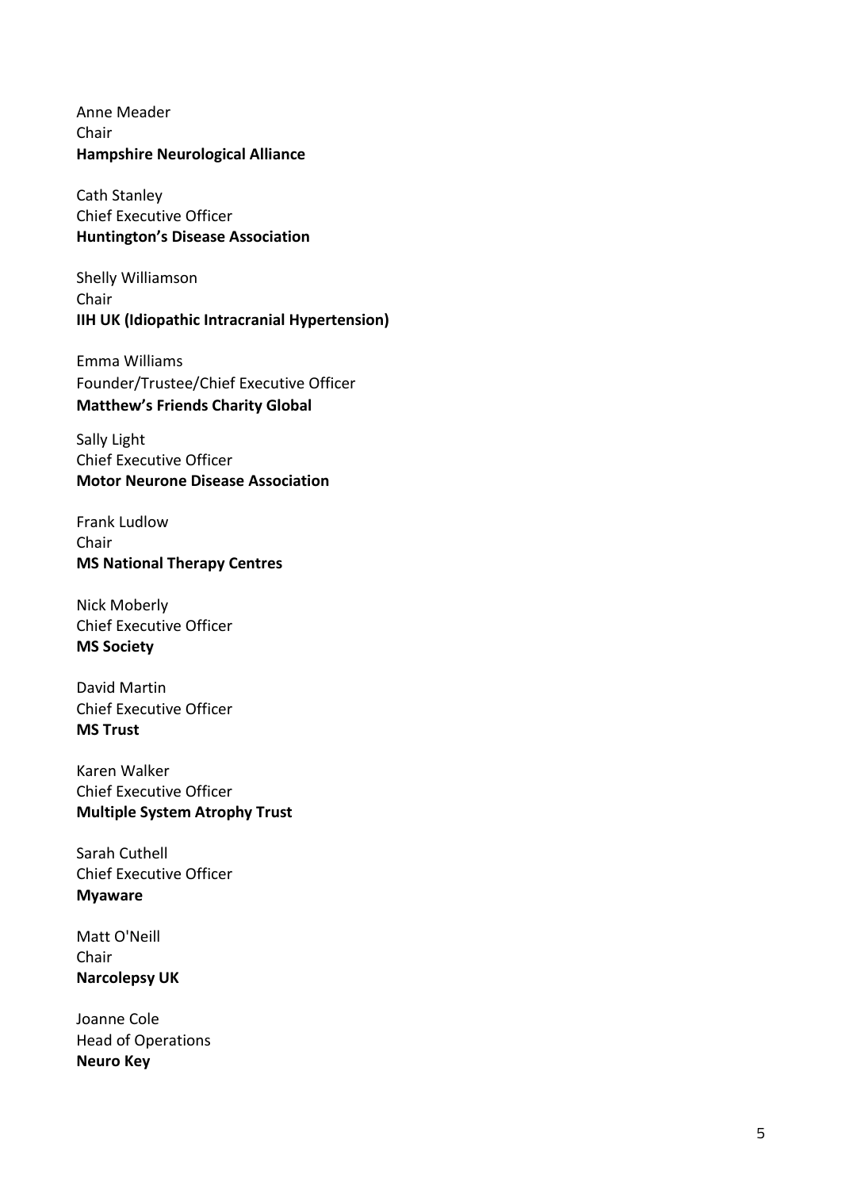Anne Meader  
Chair  
**Hampshire Neurological Alliance**

Cath Stanley  
Chief Executive Officer  
**Huntington's Disease Association**

Shelly Williamson  
Chair  
**IIH UK (Idiopathic Intracranial Hypertension)**

Emma Williams  
Founder/Trustee/Chief Executive Officer  
**Matthew's Friends Charity Global**

Sally Light  
Chief Executive Officer  
**Motor Neurone Disease Association**

Frank Ludlow  
Chair  
**MS National Therapy Centres**

Nick Moberly  
Chief Executive Officer  
**MS Society**

David Martin  
Chief Executive Officer  
**MS Trust**

Karen Walker  
Chief Executive Officer  
**Multiple System Atrophy Trust**

Sarah Cuthell  
Chief Executive Officer  
**Myaware**

Matt O'Neill  
Chair  
**Narcolepsy UK**

Joanne Cole  
Head of Operations  
**Neuro Key**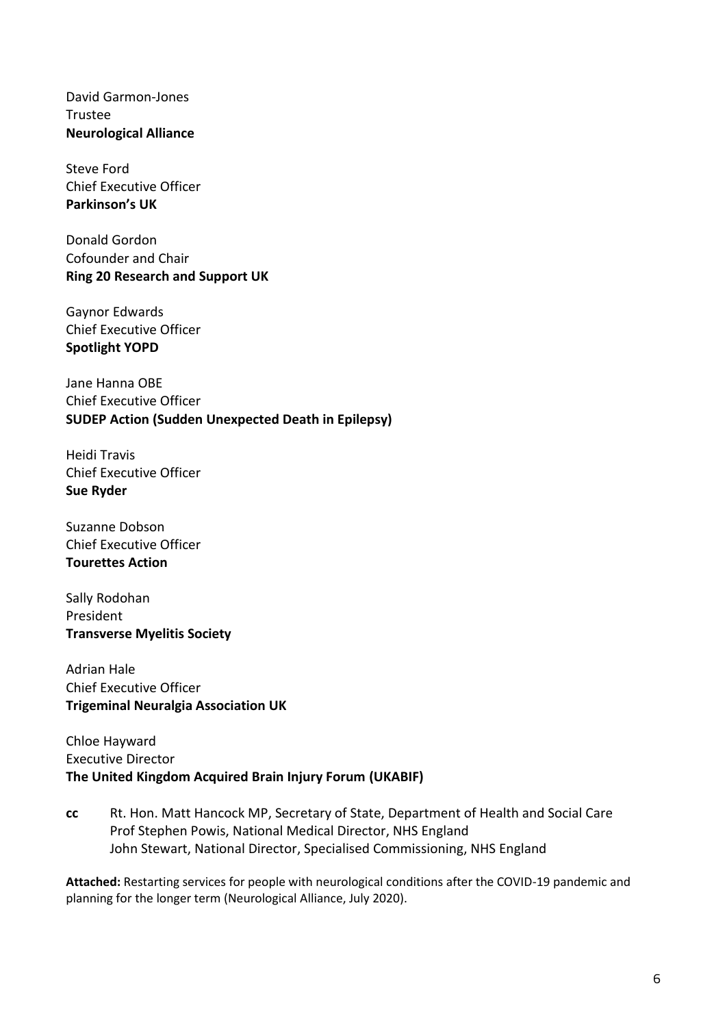David Garmon-Jones
Trustee
**Neurological Alliance**

Steve Ford
Chief Executive Officer
**Parkinson's UK**

Donald Gordon
Cofounder and Chair
**Ring 20 Research and Support UK**

Gaynor Edwards
Chief Executive Officer
**Spotlight YOPD**

Jane Hanna OBE
Chief Executive Officer
**SUDEP Action (Sudden Unexpected Death in Epilepsy)**

Heidi Travis
Chief Executive Officer
**Sue Ryder**

Suzanne Dobson
Chief Executive Officer
**Tourettes Action**

Sally Rodohan
President
**Transverse Myelitis Society**

Adrian Hale
Chief Executive Officer
**Trigeminal Neuralgia Association UK**

Chloe Hayward
Executive Director
**The United Kingdom Acquired Brain Injury Forum (UKABIF)**

**cc** Rt. Hon. Matt Hancock MP, Secretary of State, Department of Health and Social Care
Prof Stephen Powis, National Medical Director, NHS England
John Stewart, National Director, Specialised Commissioning, NHS England

**Attached:** Restarting services for people with neurological conditions after the COVID-19 pandemic and planning for the longer term (Neurological Alliance, July 2020).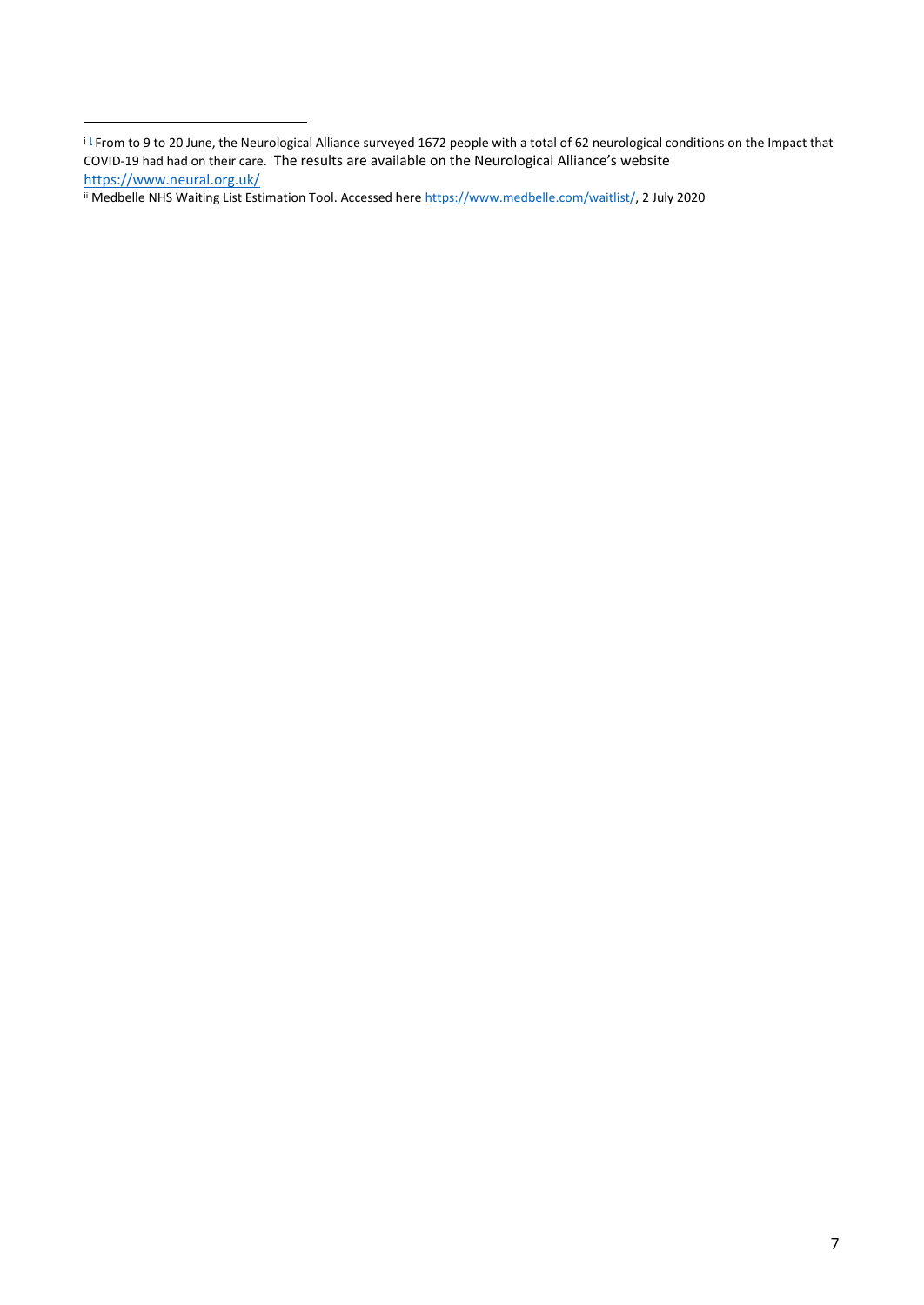[i] [1] From to 9 to 20 June, the Neurological Alliance surveyed 1672 people with a total of 62 neurological conditions on the Impact that COVID-19 had had on their care. The results are available on the Neurological Alliance's website https://www.neural.org.uk/

[ii] Medbelle NHS Waiting List Estimation Tool. Accessed here https://www.medbelle.com/waitlist/, 2 July 2020